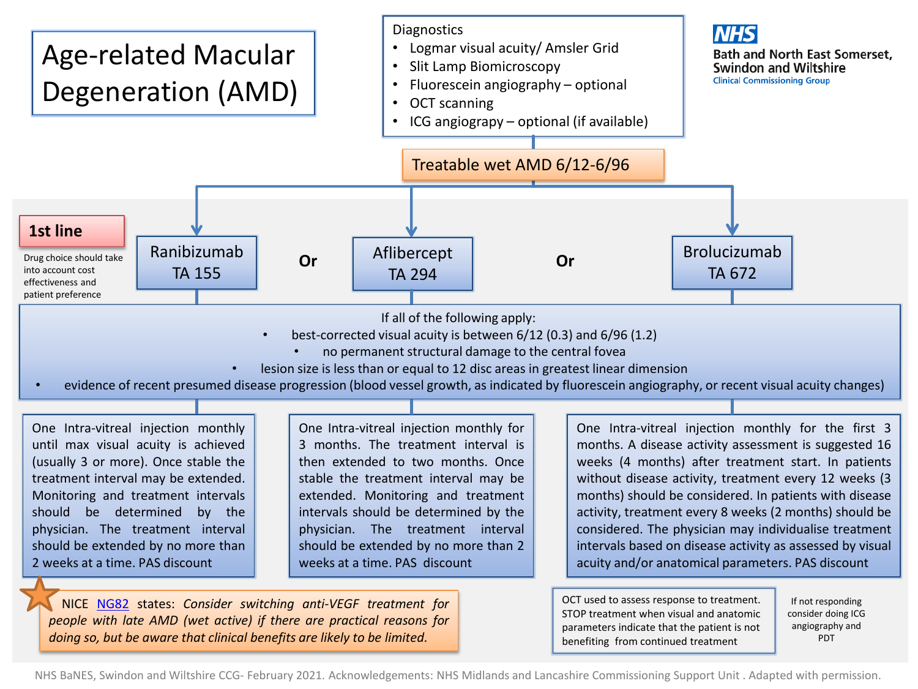# Age-related Macular Degeneration (AMD)

**NHS Bath and North East Somerset, Swindon and Wiltshire Clinical Commissioning Group**

Diagnostics

- Logmar visual acuity/ Amsler Grid
- Slit Lamp Biomicroscopy
- Fluorescein angiography – optional
- OCT scanning
- ICG angiograpy – optional (if available)

**Treatable wet AMD 6/12-6/96**

**1st line**

Drug choice should take into account cost effectiveness and patient preference

| Ranibizumab TA 155 | Or | Aflibercept TA 294 | Or | Brolucizumab TA 672 |
|---|---|---|---|---|

If all of the following apply:

- best-corrected visual acuity is between 6/12 (0.3) and 6/96 (1.2)
- no permanent structural damage to the central fovea
- lesion size is less than or equal to 12 disc areas in greatest linear dimension
- evidence of recent presumed disease progression (blood vessel growth, as indicated by fluorescein angiography, or recent visual acuity changes)

| Ranibizumab | Aflibercept | Brolucizumab |
|---|---|---|
| One Intra-vitreal injection monthly until max visual acuity is achieved (usually 3 or more). Once stable the treatment interval may be extended. Monitoring and treatment intervals should be determined by the physician. The treatment interval should be extended by no more than 2 weeks at a time. PAS discount | One Intra-vitreal injection monthly for 3 months. The treatment interval is then extended to two months. Once stable the treatment interval may be extended. Monitoring and treatment intervals should be determined by the physician. The treatment interval should be extended by no more than 2 weeks at a time. PAS discount | One Intra-vitreal injection monthly for the first 3 months. A disease activity assessment is suggested 16 weeks (4 months) after treatment start. In patients without disease activity, treatment every 12 weeks (3 months) should be considered. In patients with disease activity, treatment every 8 weeks (2 months) should be considered. The physician may individualise treatment intervals based on disease activity as assessed by visual acuity and/or anatomical parameters. PAS discount |

NICE NG82 states: *Consider switching anti-VEGF treatment for people with late AMD (wet active) if there are practical reasons for doing so, but be aware that clinical benefits are likely to be limited.*

OCT used to assess response to treatment. STOP treatment when visual and anatomic parameters indicate that the patient is not benefiting from continued treatment

If not responding consider doing ICG angiography and PDT

NHS BaNES, Swindon and Wiltshire CCG- February 2021. Acknowledgements: NHS Midlands and Lancashire Commissioning Support Unit . Adapted with permission.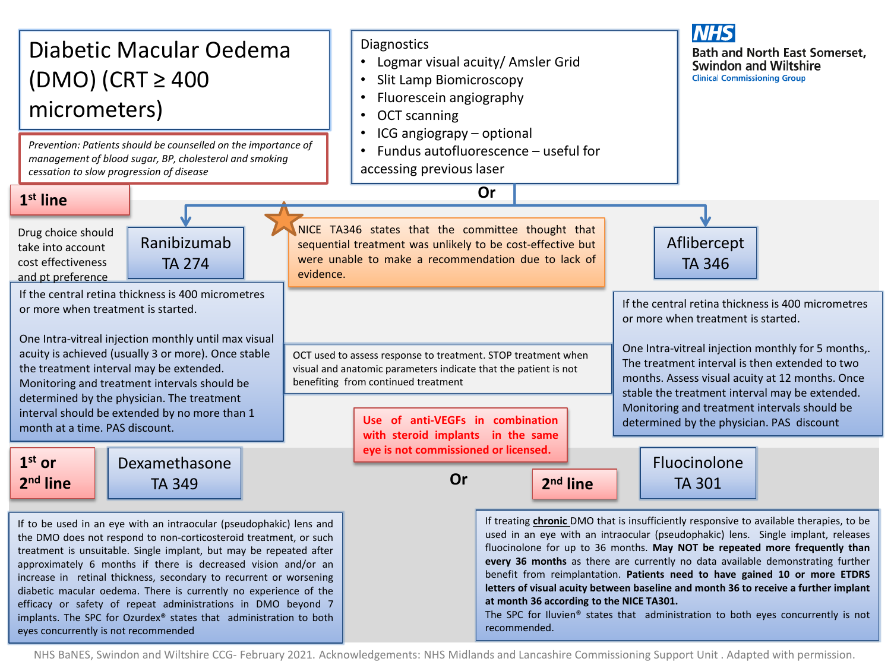# Diabetic Macular Oedema (DMO) (CRT ≥ 400 micrometers)

NHS Bath and North East Somerset, Swindon and Wiltshire Clinical Commissioning Group

*Prevention: Patients should be counselled on the importance of management of blood sugar, BP, cholesterol and smoking cessation to slow progression of disease*

Diagnostics

- Logmar visual acuity/ Amsler Grid
- Slit Lamp Biomicroscopy
- Fluorescein angiography
- OCT scanning
- ICG angiograpy – optional
- Fundus autofluorescence – useful for accessing previous laser

## 1st line

Drug choice should take into account cost effectiveness and pt preference

### Ranibizumab TA 274

If the central retina thickness is 400 micrometres or more when treatment is started.

One Intra-vitreal injection monthly until max visual acuity is achieved (usually 3 or more). Once stable the treatment interval may be extended. Monitoring and treatment intervals should be determined by the physician. The treatment interval should be extended by no more than 1 month at a time. PAS discount.

**Or**

### Aflibercept TA 346

If the central retina thickness is 400 micrometres or more when treatment is started.

One Intra-vitreal injection monthly for 5 months,. The treatment interval is then extended to two months. Assess visual acuity at 12 months. Once stable the treatment interval may be extended. Monitoring and treatment intervals should be determined by the physician. PAS discount

NICE TA346 states that the committee thought that sequential treatment was unlikely to be cost-effective but were unable to make a recommendation due to lack of evidence.

OCT used to assess response to treatment. STOP treatment when visual and anatomic parameters indicate that the patient is not benefiting from continued treatment

**Use of anti-VEGFs in combination with steroid implants in the same eye is not commissioned or licensed.**

## 1st or 2nd line

### Dexamethasone TA 349

If to be used in an eye with an intraocular (pseudophakic) lens and the DMO does not respond to non-corticosteroid treatment, or such treatment is unsuitable. Single implant, but may be repeated after approximately 6 months if there is decreased vision and/or an increase in retinal thickness, secondary to recurrent or worsening diabetic macular oedema. There is currently no experience of the efficacy or safety of repeat administrations in DMO beyond 7 implants. The SPC for Ozurdex® states that administration to both eyes concurrently is not recommended

**Or**

## 2nd line

### Fluocinolone TA 301

If treating <u>**chronic**</u> DMO that is insufficiently responsive to available therapies, to be used in an eye with an intraocular (pseudophakic) lens. Single implant, releases fluocinolone for up to 36 months. **May NOT be repeated more frequently than every 36 months** as there are currently no data available demonstrating further benefit from reimplantation. **Patients need to have gained 10 or more ETDRS letters of visual acuity between baseline and month 36 to receive a further implant at month 36 according to the NICE TA301.**
The SPC for Iluvien® states that administration to both eyes concurrently is not recommended.

NHS BaNES, Swindon and Wiltshire CCG- February 2021. Acknowledgements: NHS Midlands and Lancashire Commissioning Support Unit . Adapted with permission.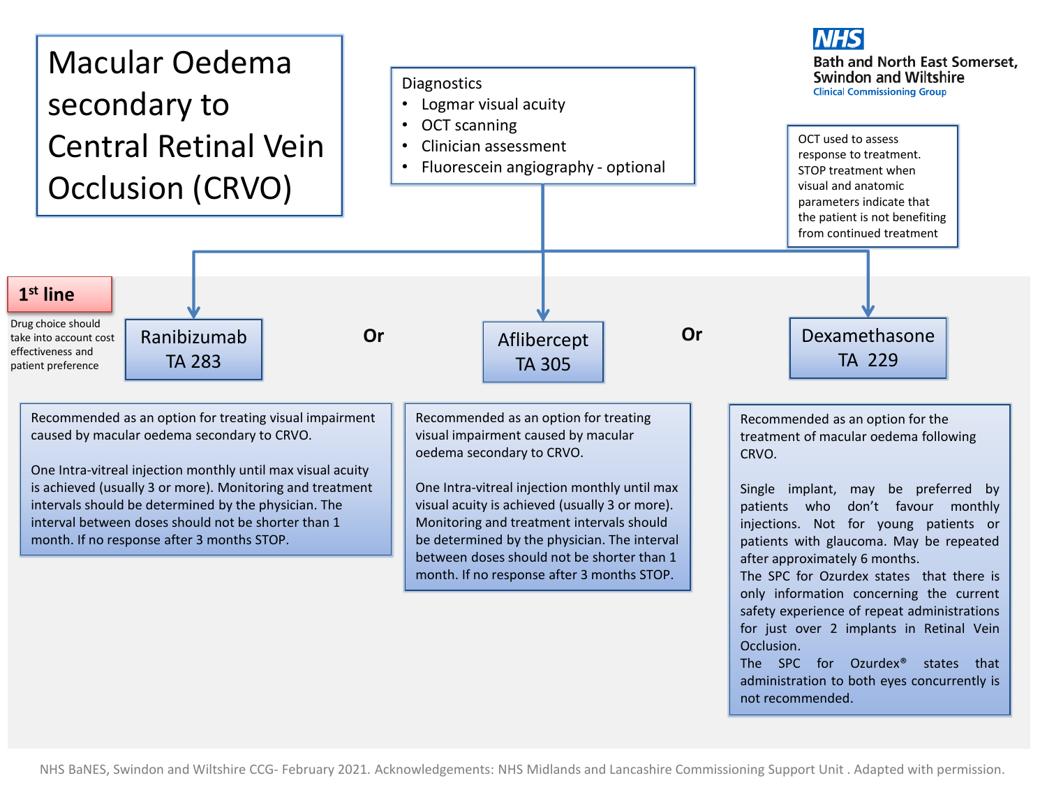# Macular Oedema secondary to Central Retinal Vein Occlusion (CRVO)

NHS Bath and North East Somerset, Swindon and Wiltshire Clinical Commissioning Group

**Diagnostics**

- Logmar visual acuity
- OCT scanning
- Clinician assessment
- Fluorescein angiography - optional

OCT used to assess response to treatment. STOP treatment when visual and anatomic parameters indicate that the patient is not benefiting from continued treatment

## 1st line

Drug choice should take into account cost effectiveness and patient preference

### Ranibizumab TA 283

Recommended as an option for treating visual impairment caused by macular oedema secondary to CRVO.

One Intra-vitreal injection monthly until max visual acuity is achieved (usually 3 or more). Monitoring and treatment intervals should be determined by the physician. The interval between doses should not be shorter than 1 month. If no response after 3 months STOP.

**Or**

### Aflibercept TA 305

Recommended as an option for treating visual impairment caused by macular oedema secondary to CRVO.

One Intra-vitreal injection monthly until max visual acuity is achieved (usually 3 or more). Monitoring and treatment intervals should be determined by the physician. The interval between doses should not be shorter than 1 month. If no response after 3 months STOP.

**Or**

### Dexamethasone TA 229

Recommended as an option for the treatment of macular oedema following CRVO.

Single implant, may be preferred by patients who don't favour monthly injections. Not for young patients or patients with glaucoma. May be repeated after approximately 6 months.

The SPC for Ozurdex states that there is only information concerning the current safety experience of repeat administrations for just over 2 implants in Retinal Vein Occlusion.

The SPC for Ozurdex® states that administration to both eyes concurrently is not recommended.

NHS BaNES, Swindon and Wiltshire CCG- February 2021. Acknowledgements: NHS Midlands and Lancashire Commissioning Support Unit . Adapted with permission.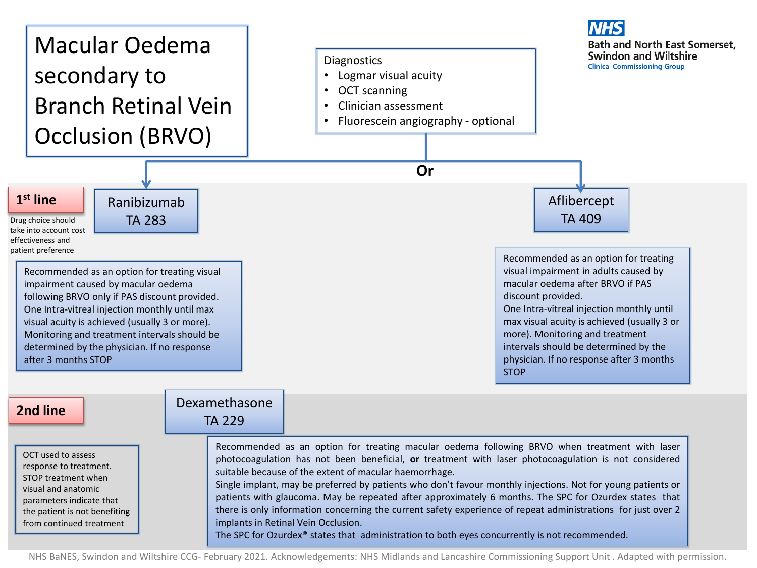# Macular Oedema secondary to Branch Retinal Vein Occlusion (BRVO)

NHS Bath and North East Somerset, Swindon and Wiltshire Clinical Commissioning Group

**Diagnostics**

- Logmar visual acuity
- OCT scanning
- Clinician assessment
- Fluorescein angiography - optional

## 1st line

Drug choice should take into account cost effectiveness and patient preference

### Ranibizumab TA 283

Recommended as an option for treating visual impairment caused by macular oedema following BRVO only if PAS discount provided. One Intra-vitreal injection monthly until max visual acuity is achieved (usually 3 or more). Monitoring and treatment intervals should be determined by the physician. If no response after 3 months STOP

**Or**

### Aflibercept TA 409

Recommended as an option for treating visual impairment in adults caused by macular oedema after BRVO if PAS discount provided. One Intra-vitreal injection monthly until max visual acuity is achieved (usually 3 or more). Monitoring and treatment intervals should be determined by the physician. If no response after 3 months STOP

## 2nd line

OCT used to assess response to treatment. STOP treatment when visual and anatomic parameters indicate that the patient is not benefiting from continued treatment

### Dexamethasone TA 229

Recommended as an option for treating macular oedema following BRVO when treatment with laser photocoagulation has not been beneficial, **or** treatment with laser photocoagulation is not considered suitable because of the extent of macular haemorrhage.
Single implant, may be preferred by patients who don't favour monthly injections. Not for young patients or patients with glaucoma. May be repeated after approximately 6 months. The SPC for Ozurdex states that there is only information concerning the current safety experience of repeat administrations for just over 2 implants in Retinal Vein Occlusion.
The SPC for Ozurdex® states that administration to both eyes concurrently is not recommended.

NHS BaNES, Swindon and Wiltshire CCG- February 2021. Acknowledgements: NHS Midlands and Lancashire Commissioning Support Unit . Adapted with permission.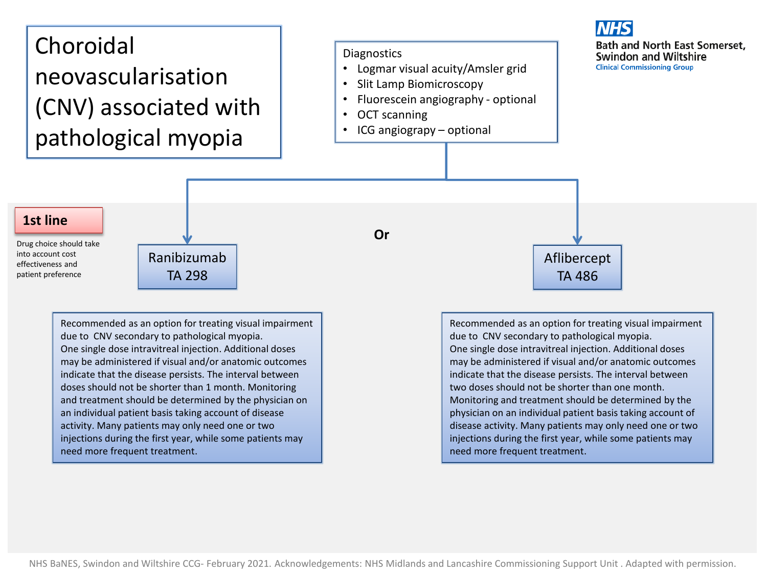# Choroidal neovascularisation (CNV) associated with pathological myopia

Bath and North East Somerset, Swindon and Wiltshire Clinical Commissioning Group

Diagnostics

- Logmar visual acuity/Amsler grid
- Slit Lamp Biomicroscopy
- Fluorescein angiography - optional
- OCT scanning
- ICG angiograpy – optional

## 1st line

Drug choice should take into account cost effectiveness and patient preference

### Ranibizumab TA 298

Recommended as an option for treating visual impairment due to CNV secondary to pathological myopia. One single dose intravitreal injection. Additional doses may be administered if visual and/or anatomic outcomes indicate that the disease persists. The interval between doses should not be shorter than 1 month. Monitoring and treatment should be determined by the physician on an individual patient basis taking account of disease activity. Many patients may only need one or two injections during the first year, while some patients may need more frequent treatment.

**Or**

### Aflibercept TA 486

Recommended as an option for treating visual impairment due to CNV secondary to pathological myopia. One single dose intravitreal injection. Additional doses may be administered if visual and/or anatomic outcomes indicate that the disease persists. The interval between two doses should not be shorter than one month. Monitoring and treatment should be determined by the physician on an individual patient basis taking account of disease activity. Many patients may only need one or two injections during the first year, while some patients may need more frequent treatment.

NHS BaNES, Swindon and Wiltshire CCG- February 2021. Acknowledgements: NHS Midlands and Lancashire Commissioning Support Unit . Adapted with permission.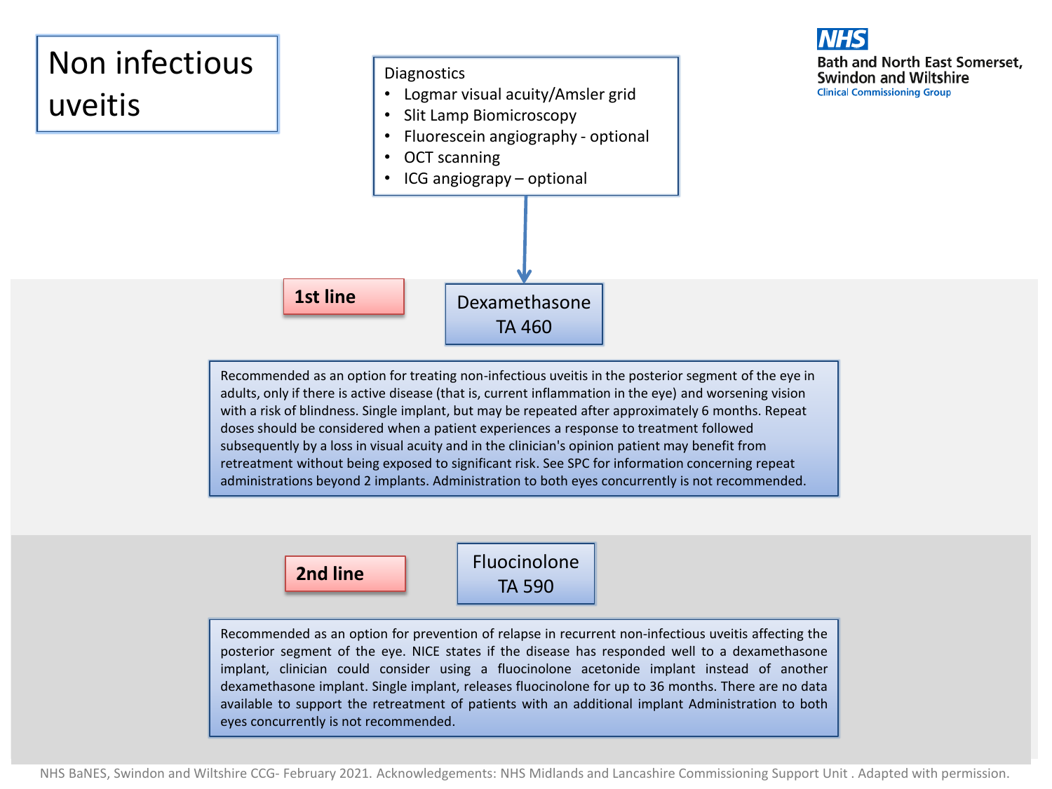# Non infectious uveitis

**NHS**
Bath and North East Somerset, Swindon and Wiltshire
Clinical Commissioning Group

Diagnostics
- Logmar visual acuity/Amsler grid
- Slit Lamp Biomicroscopy
- Fluorescein angiography - optional
- OCT scanning
- ICG angiograpy – optional

## 1st line

**Dexamethasone TA 460**

Recommended as an option for treating non-infectious uveitis in the posterior segment of the eye in adults, only if there is active disease (that is, current inflammation in the eye) and worsening vision with a risk of blindness. Single implant, but may be repeated after approximately 6 months. Repeat doses should be considered when a patient experiences a response to treatment followed subsequently by a loss in visual acuity and in the clinician's opinion patient may benefit from retreatment without being exposed to significant risk. See SPC for information concerning repeat administrations beyond 2 implants. Administration to both eyes concurrently is not recommended.

## 2nd line

**Fluocinolone TA 590**

Recommended as an option for prevention of relapse in recurrent non-infectious uveitis affecting the posterior segment of the eye. NICE states if the disease has responded well to a dexamethasone implant, clinician could consider using a fluocinolone acetonide implant instead of another dexamethasone implant. Single implant, releases fluocinolone for up to 36 months. There are no data available to support the retreatment of patients with an additional implant Administration to both eyes concurrently is not recommended.

NHS BaNES, Swindon and Wiltshire CCG- February 2021. Acknowledgements: NHS Midlands and Lancashire Commissioning Support Unit . Adapted with permission.